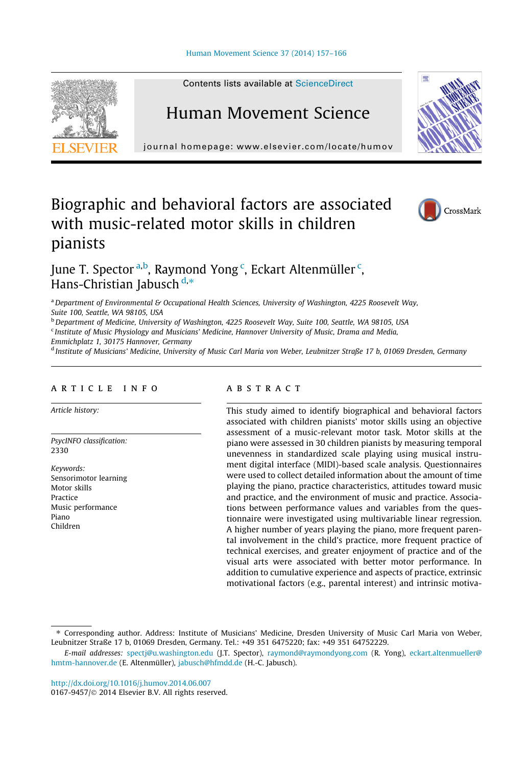# Biographic and behavioral factors are associated with music-related motor skills in children pianists

June T. Spector [a,b], Raymond Yong [c], Eckart Altenmüller [c], Hans-Christian Jabusch [d,*]

[a] Department of Environmental & Occupational Health Sciences, University of Washington, 4225 Roosevelt Way, Suite 100, Seattle, WA 98105, USA

[b] Department of Medicine, University of Washington, 4225 Roosevelt Way, Suite 100, Seattle, WA 98105, USA

[c] Institute of Music Physiology and Musicians' Medicine, Hannover University of Music, Drama and Media, Emmichplatz 1, 30175 Hannover, Germany

[d] Institute of Musicians' Medicine, University of Music Carl Maria von Weber, Leubnitzer Straße 17 b, 01069 Dresden, Germany

## ARTICLE INFO

*Article history:*

*PsycINFO classification:*
2330

*Keywords:*
Sensorimotor learning
Motor skills
Practice
Music performance
Piano
Children

## ABSTRACT

This study aimed to identify biographical and behavioral factors associated with children pianists' motor skills using an objective assessment of a music-relevant motor task. Motor skills at the piano were assessed in 30 children pianists by measuring temporal unevenness in standardized scale playing using musical instrument digital interface (MIDI)-based scale analysis. Questionnaires were used to collect detailed information about the amount of time playing the piano, practice characteristics, attitudes toward music and practice, and the environment of music and practice. Associations between performance values and variables from the questionnaire were investigated using multivariable linear regression. A higher number of years playing the piano, more frequent parental involvement in the child's practice, more frequent practice of technical exercises, and greater enjoyment of practice and of the visual arts were associated with better motor performance. In addition to cumulative experience and aspects of practice, extrinsic motivational factors (e.g., parental interest) and intrinsic motiva-

---

\* Corresponding author. Address: Institute of Musicians' Medicine, Dresden University of Music Carl Maria von Weber, Leubnitzer Straße 17 b, 01069 Dresden, Germany. Tel.: +49 351 6475220; fax: +49 351 64752229.

*E-mail addresses:* spectj@u.washington.edu (J.T. Spector), raymond@raymondyong.com (R. Yong), eckart.altenmueller@hmtm-hannover.de (E. Altenmüller), jabusch@hfmdd.de (H.-C. Jabusch).

http://dx.doi.org/10.1016/j.humov.2014.06.007
0167-9457/© 2014 Elsevier B.V. All rights reserved.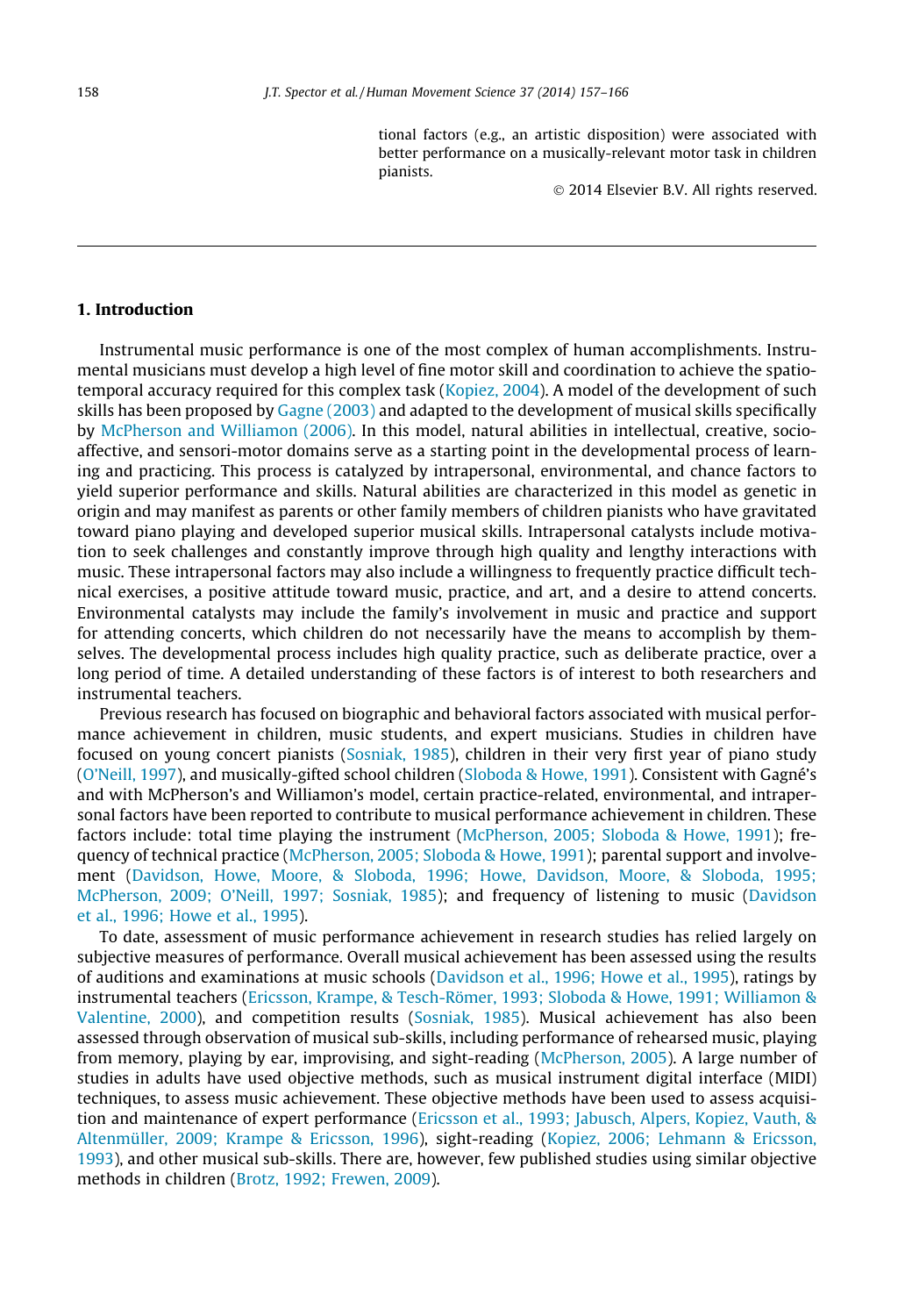tional factors (e.g., an artistic disposition) were associated with better performance on a musically-relevant motor task in children pianists.

© 2014 Elsevier B.V. All rights reserved.

## 1. Introduction

Instrumental music performance is one of the most complex of human accomplishments. Instrumental musicians must develop a high level of fine motor skill and coordination to achieve the spatio-temporal accuracy required for this complex task (Kopiez, 2004). A model of the development of such skills has been proposed by Gagne (2003) and adapted to the development of musical skills specifically by McPherson and Williamon (2006). In this model, natural abilities in intellectual, creative, socio-affective, and sensori-motor domains serve as a starting point in the developmental process of learning and practicing. This process is catalyzed by intrapersonal, environmental, and chance factors to yield superior performance and skills. Natural abilities are characterized in this model as genetic in origin and may manifest as parents or other family members of children pianists who have gravitated toward piano playing and developed superior musical skills. Intrapersonal catalysts include motivation to seek challenges and constantly improve through high quality and lengthy interactions with music. These intrapersonal factors may also include a willingness to frequently practice difficult technical exercises, a positive attitude toward music, practice, and art, and a desire to attend concerts. Environmental catalysts may include the family's involvement in music and practice and support for attending concerts, which children do not necessarily have the means to accomplish by themselves. The developmental process includes high quality practice, such as deliberate practice, over a long period of time. A detailed understanding of these factors is of interest to both researchers and instrumental teachers.

Previous research has focused on biographic and behavioral factors associated with musical performance achievement in children, music students, and expert musicians. Studies in children have focused on young concert pianists (Sosniak, 1985), children in their very first year of piano study (O'Neill, 1997), and musically-gifted school children (Sloboda & Howe, 1991). Consistent with Gagné's and with McPherson's and Williamon's model, certain practice-related, environmental, and intrapersonal factors have been reported to contribute to musical performance achievement in children. These factors include: total time playing the instrument (McPherson, 2005; Sloboda & Howe, 1991); frequency of technical practice (McPherson, 2005; Sloboda & Howe, 1991); parental support and involvement (Davidson, Howe, Moore, & Sloboda, 1996; Howe, Davidson, Moore, & Sloboda, 1995; McPherson, 2009; O'Neill, 1997; Sosniak, 1985); and frequency of listening to music (Davidson et al., 1996; Howe et al., 1995).

To date, assessment of music performance achievement in research studies has relied largely on subjective measures of performance. Overall musical achievement has been assessed using the results of auditions and examinations at music schools (Davidson et al., 1996; Howe et al., 1995), ratings by instrumental teachers (Ericsson, Krampe, & Tesch-Römer, 1993; Sloboda & Howe, 1991; Williamon & Valentine, 2000), and competition results (Sosniak, 1985). Musical achievement has also been assessed through observation of musical sub-skills, including performance of rehearsed music, playing from memory, playing by ear, improvising, and sight-reading (McPherson, 2005). A large number of studies in adults have used objective methods, such as musical instrument digital interface (MIDI) techniques, to assess music achievement. These objective methods have been used to assess acquisition and maintenance of expert performance (Ericsson et al., 1993; Jabusch, Alpers, Kopiez, Vauth, & Altenmüller, 2009; Krampe & Ericsson, 1996), sight-reading (Kopiez, 2006; Lehmann & Ericsson, 1993), and other musical sub-skills. There are, however, few published studies using similar objective methods in children (Brotz, 1992; Frewen, 2009).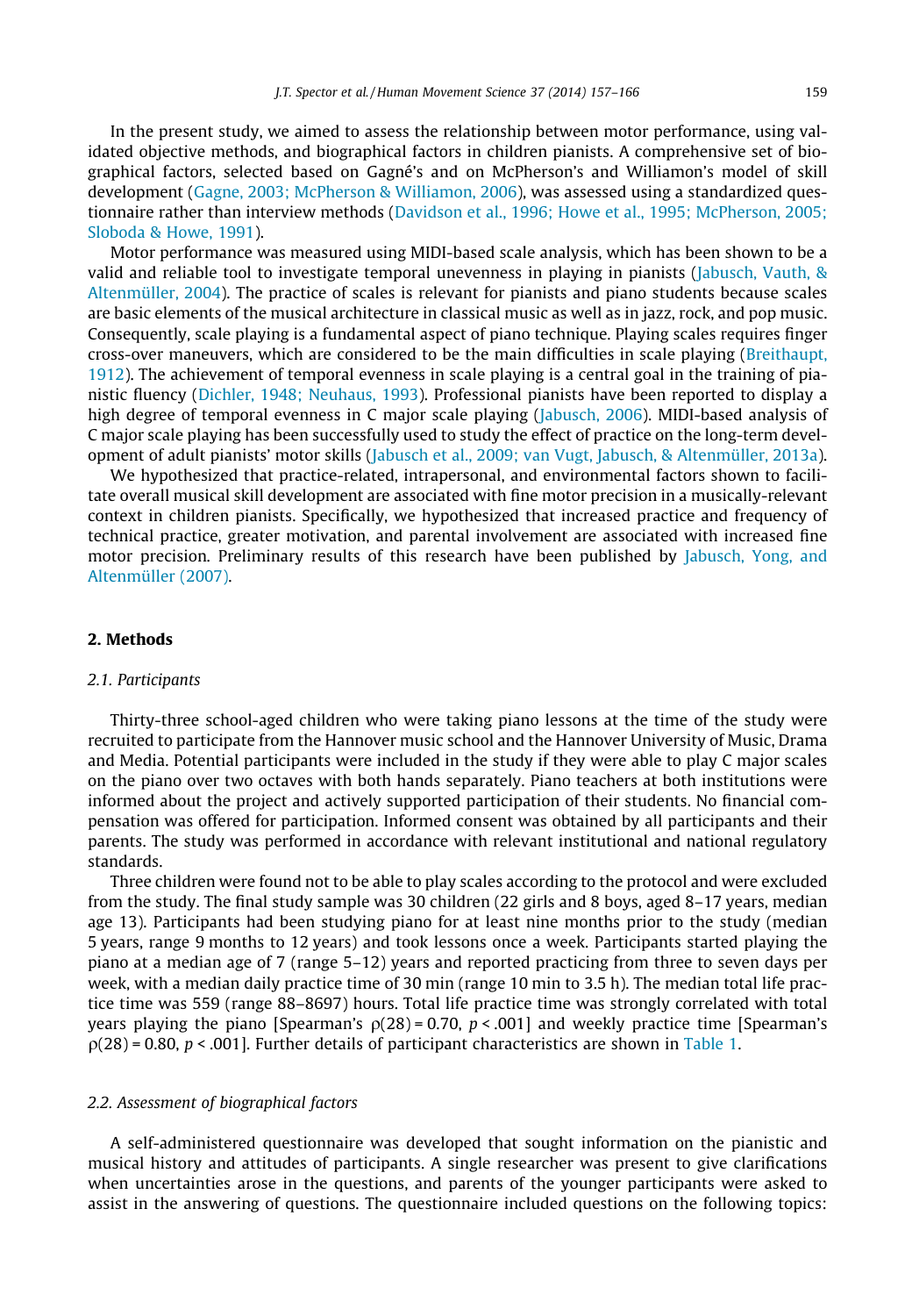In the present study, we aimed to assess the relationship between motor performance, using validated objective methods, and biographical factors in children pianists. A comprehensive set of biographical factors, selected based on Gagné's and on McPherson's and Williamon's model of skill development (Gagne, 2003; McPherson & Williamon, 2006), was assessed using a standardized questionnaire rather than interview methods (Davidson et al., 1996; Howe et al., 1995; McPherson, 2005; Sloboda & Howe, 1991).

Motor performance was measured using MIDI-based scale analysis, which has been shown to be a valid and reliable tool to investigate temporal unevenness in playing in pianists (Jabusch, Vauth, & Altenmüller, 2004). The practice of scales is relevant for pianists and piano students because scales are basic elements of the musical architecture in classical music as well as in jazz, rock, and pop music. Consequently, scale playing is a fundamental aspect of piano technique. Playing scales requires finger cross-over maneuvers, which are considered to be the main difficulties in scale playing (Breithaupt, 1912). The achievement of temporal evenness in scale playing is a central goal in the training of pianistic fluency (Dichler, 1948; Neuhaus, 1993). Professional pianists have been reported to display a high degree of temporal evenness in C major scale playing (Jabusch, 2006). MIDI-based analysis of C major scale playing has been successfully used to study the effect of practice on the long-term development of adult pianists' motor skills (Jabusch et al., 2009; van Vugt, Jabusch, & Altenmüller, 2013a).

We hypothesized that practice-related, intrapersonal, and environmental factors shown to facilitate overall musical skill development are associated with fine motor precision in a musically-relevant context in children pianists. Specifically, we hypothesized that increased practice and frequency of technical practice, greater motivation, and parental involvement are associated with increased fine motor precision. Preliminary results of this research have been published by Jabusch, Yong, and Altenmüller (2007).

## 2. Methods

### 2.1. Participants

Thirty-three school-aged children who were taking piano lessons at the time of the study were recruited to participate from the Hannover music school and the Hannover University of Music, Drama and Media. Potential participants were included in the study if they were able to play C major scales on the piano over two octaves with both hands separately. Piano teachers at both institutions were informed about the project and actively supported participation of their students. No financial compensation was offered for participation. Informed consent was obtained by all participants and their parents. The study was performed in accordance with relevant institutional and national regulatory standards.

Three children were found not to be able to play scales according to the protocol and were excluded from the study. The final study sample was 30 children (22 girls and 8 boys, aged 8–17 years, median age 13). Participants had been studying piano for at least nine months prior to the study (median 5 years, range 9 months to 12 years) and took lessons once a week. Participants started playing the piano at a median age of 7 (range 5–12) years and reported practicing from three to seven days per week, with a median daily practice time of 30 min (range 10 min to 3.5 h). The median total life practice time was 559 (range 88–8697) hours. Total life practice time was strongly correlated with total years playing the piano [Spearman's $\rho(28) = 0.70$, $p < .001$] and weekly practice time [Spearman's $\rho(28) = 0.80$, $p < .001$]. Further details of participant characteristics are shown in Table 1.

### 2.2. Assessment of biographical factors

A self-administered questionnaire was developed that sought information on the pianistic and musical history and attitudes of participants. A single researcher was present to give clarifications when uncertainties arose in the questions, and parents of the younger participants were asked to assist in the answering of questions. The questionnaire included questions on the following topics: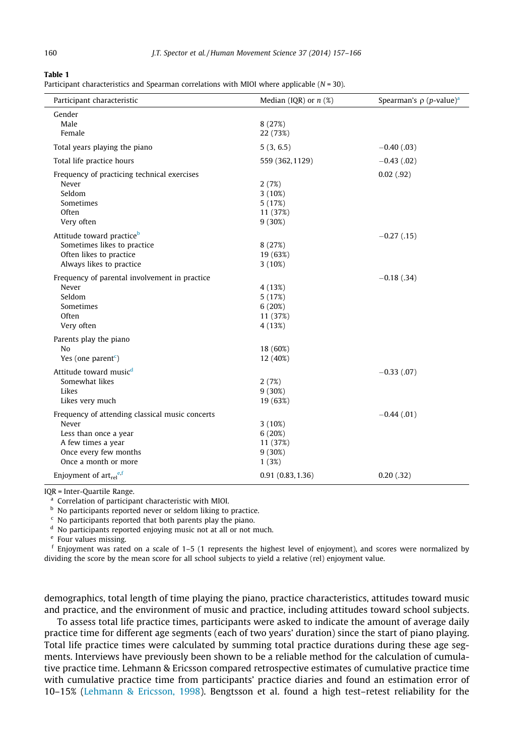**Table 1**
Participant characteristics and Spearman correlations with MIOI where applicable ($N$ = 30).

| Participant characteristic | Median (IQR) or $n$ (%) | Spearman's ρ ($p$-value)[a] |
|---|---|---|
| Gender | | |
| Male | 8 (27%) | |
| Female | 22 (73%) | |
| Total years playing the piano | 5 (3, 6.5) | −0.40 (.03) |
| Total life practice hours | 559 (362, 1129) | −0.43 (.02) |
| Frequency of practicing technical exercises | | 0.02 (.92) |
| Never | 2 (7%) | |
| Seldom | 3 (10%) | |
| Sometimes | 5 (17%) | |
| Often | 11 (37%) | |
| Very often | 9 (30%) | |
| Attitude toward practice[b] | | −0.27 (.15) |
| Sometimes likes to practice | 8 (27%) | |
| Often likes to practice | 19 (63%) | |
| Always likes to practice | 3 (10%) | |
| Frequency of parental involvement in practice | | −0.18 (.34) |
| Never | 4 (13%) | |
| Seldom | 5 (17%) | |
| Sometimes | 6 (20%) | |
| Often | 11 (37%) | |
| Very often | 4 (13%) | |
| Parents play the piano | | |
| No | 18 (60%) | |
| Yes (one parent[c]) | 12 (40%) | |
| Attitude toward music[d] | | −0.33 (.07) |
| Somewhat likes | 2 (7%) | |
| Likes | 9 (30%) | |
| Likes very much | 19 (63%) | |
| Frequency of attending classical music concerts | | −0.44 (.01) |
| Never | 3 (10%) | |
| Less than once a year | 6 (20%) | |
| A few times a year | 11 (37%) | |
| Once every few months | 9 (30%) | |
| Once a month or more | 1 (3%) | |
| Enjoyment of $art_{rel}$[e,f] | 0.91 (0.83, 1.36) | 0.20 (.32) |

IQR = Inter-Quartile Range.

[a] Correlation of participant characteristic with MIOI.

[b] No participants reported never or seldom liking to practice.

[c] No participants reported that both parents play the piano.

[d] No participants reported enjoying music not at all or not much.

[e] Four values missing.

[f] Enjoyment was rated on a scale of 1–5 (1 represents the highest level of enjoyment), and scores were normalized by dividing the score by the mean score for all school subjects to yield a relative (rel) enjoyment value.

demographics, total length of time playing the piano, practice characteristics, attitudes toward music and practice, and the environment of music and practice, including attitudes toward school subjects.

To assess total life practice times, participants were asked to indicate the amount of average daily practice time for different age segments (each of two years' duration) since the start of piano playing. Total life practice times were calculated by summing total practice durations during these age segments. Interviews have previously been shown to be a reliable method for the calculation of cumulative practice time. Lehmann & Ericsson compared retrospective estimates of cumulative practice time with cumulative practice time from participants' practice diaries and found an estimation error of 10–15% (Lehmann & Ericsson, 1998). Bengtsson et al. found a high test–retest reliability for the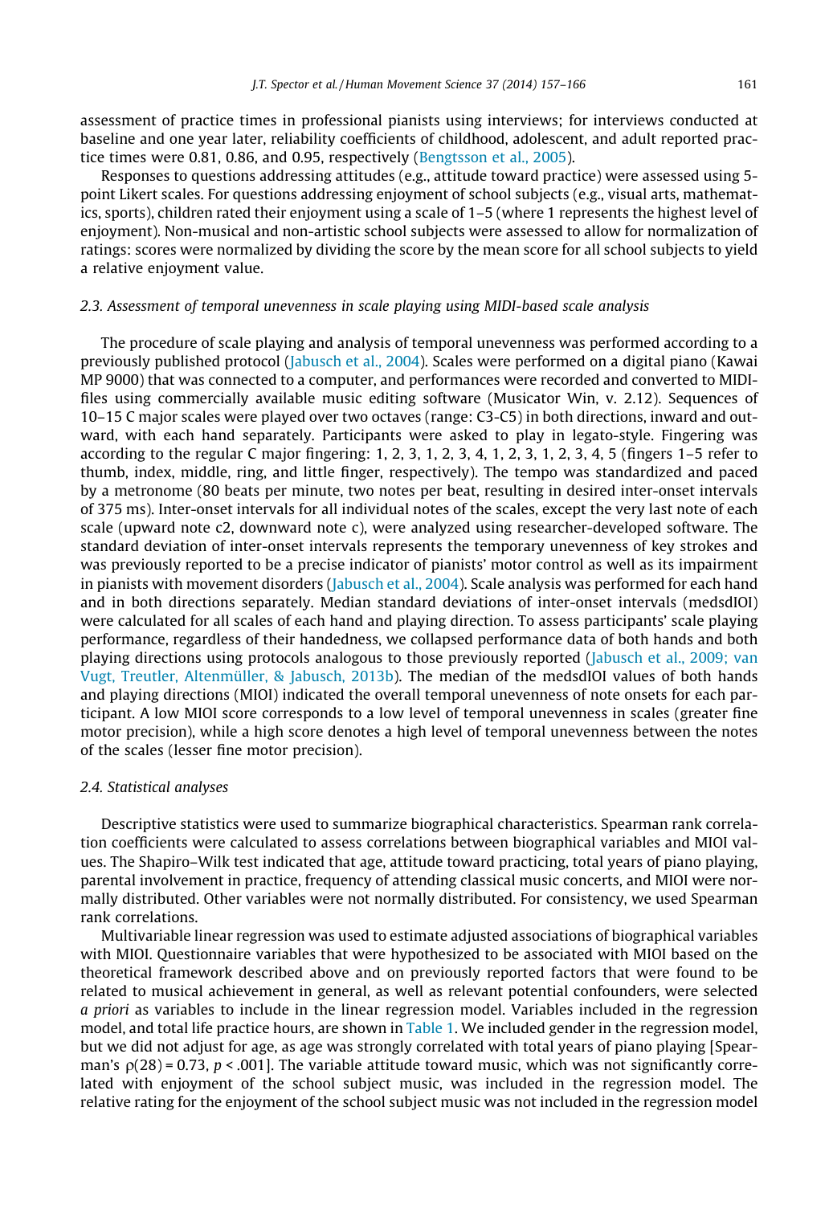assessment of practice times in professional pianists using interviews; for interviews conducted at baseline and one year later, reliability coefficients of childhood, adolescent, and adult reported practice times were 0.81, 0.86, and 0.95, respectively (Bengtsson et al., 2005).

Responses to questions addressing attitudes (e.g., attitude toward practice) were assessed using 5-point Likert scales. For questions addressing enjoyment of school subjects (e.g., visual arts, mathematics, sports), children rated their enjoyment using a scale of 1–5 (where 1 represents the highest level of enjoyment). Non-musical and non-artistic school subjects were assessed to allow for normalization of ratings: scores were normalized by dividing the score by the mean score for all school subjects to yield a relative enjoyment value.

### *2.3. Assessment of temporal unevenness in scale playing using MIDI-based scale analysis*

The procedure of scale playing and analysis of temporal unevenness was performed according to a previously published protocol (Jabusch et al., 2004). Scales were performed on a digital piano (Kawai MP 9000) that was connected to a computer, and performances were recorded and converted to MIDI-files using commercially available music editing software (Musicator Win, v. 2.12). Sequences of 10–15 C major scales were played over two octaves (range: C3-C5) in both directions, inward and outward, with each hand separately. Participants were asked to play in legato-style. Fingering was according to the regular C major fingering: 1, 2, 3, 1, 2, 3, 4, 1, 2, 3, 1, 2, 3, 4, 5 (fingers 1–5 refer to thumb, index, middle, ring, and little finger, respectively). The tempo was standardized and paced by a metronome (80 beats per minute, two notes per beat, resulting in desired inter-onset intervals of 375 ms). Inter-onset intervals for all individual notes of the scales, except the very last note of each scale (upward note c2, downward note c), were analyzed using researcher-developed software. The standard deviation of inter-onset intervals represents the temporary unevenness of key strokes and was previously reported to be a precise indicator of pianists' motor control as well as its impairment in pianists with movement disorders (Jabusch et al., 2004). Scale analysis was performed for each hand and in both directions separately. Median standard deviations of inter-onset intervals (medsdIOI) were calculated for all scales of each hand and playing direction. To assess participants' scale playing performance, regardless of their handedness, we collapsed performance data of both hands and both playing directions using protocols analogous to those previously reported (Jabusch et al., 2009; van Vugt, Treutler, Altenmüller, & Jabusch, 2013b). The median of the medsdIOI values of both hands and playing directions (MIOI) indicated the overall temporal unevenness of note onsets for each participant. A low MIOI score corresponds to a low level of temporal unevenness in scales (greater fine motor precision), while a high score denotes a high level of temporal unevenness between the notes of the scales (lesser fine motor precision).

### *2.4. Statistical analyses*

Descriptive statistics were used to summarize biographical characteristics. Spearman rank correlation coefficients were calculated to assess correlations between biographical variables and MIOI values. The Shapiro–Wilk test indicated that age, attitude toward practicing, total years of piano playing, parental involvement in practice, frequency of attending classical music concerts, and MIOI were normally distributed. Other variables were not normally distributed. For consistency, we used Spearman rank correlations.

Multivariable linear regression was used to estimate adjusted associations of biographical variables with MIOI. Questionnaire variables that were hypothesized to be associated with MIOI based on the theoretical framework described above and on previously reported factors that were found to be related to musical achievement in general, as well as relevant potential confounders, were selected *a priori* as variables to include in the linear regression model. Variables included in the regression model, and total life practice hours, are shown in Table 1. We included gender in the regression model, but we did not adjust for age, as age was strongly correlated with total years of piano playing [Spearman's $\rho(28) = 0.73$, $p < .001$]. The variable attitude toward music, which was not significantly correlated with enjoyment of the school subject music, was included in the regression model. The relative rating for the enjoyment of the school subject music was not included in the regression model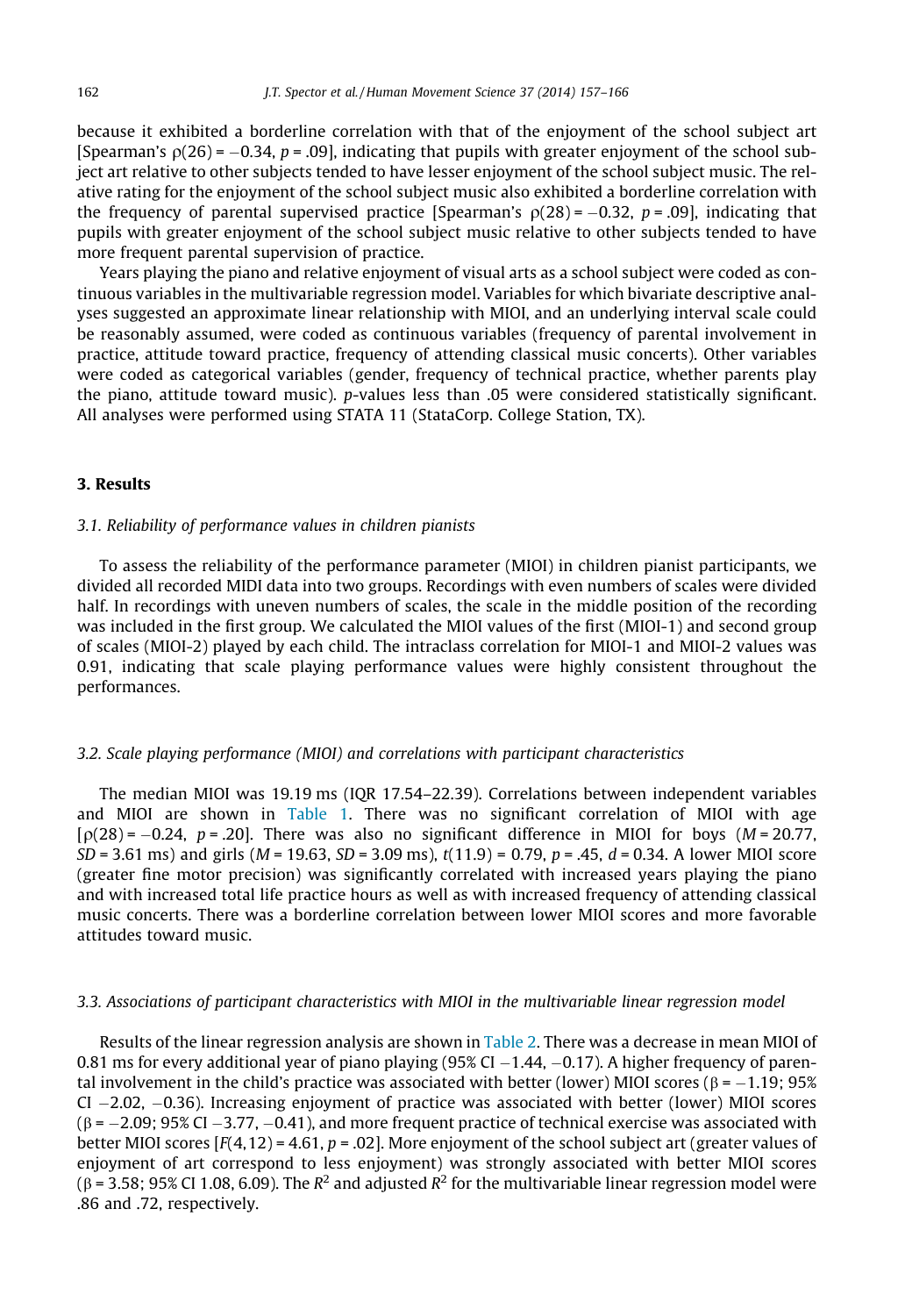because it exhibited a borderline correlation with that of the enjoyment of the school subject art [Spearman's $\rho(26) = -0.34$, $p = .09$], indicating that pupils with greater enjoyment of the school subject art relative to other subjects tended to have lesser enjoyment of the school subject music. The relative rating for the enjoyment of the school subject music also exhibited a borderline correlation with the frequency of parental supervised practice [Spearman's $\rho(28) = -0.32$, $p = .09$], indicating that pupils with greater enjoyment of the school subject music relative to other subjects tended to have more frequent parental supervision of practice.

Years playing the piano and relative enjoyment of visual arts as a school subject were coded as continuous variables in the multivariable regression model. Variables for which bivariate descriptive analyses suggested an approximate linear relationship with MIOI, and an underlying interval scale could be reasonably assumed, were coded as continuous variables (frequency of parental involvement in practice, attitude toward practice, frequency of attending classical music concerts). Other variables were coded as categorical variables (gender, frequency of technical practice, whether parents play the piano, attitude toward music). *p*-values less than .05 were considered statistically significant. All analyses were performed using STATA 11 (StataCorp. College Station, TX).

## 3. Results

### 3.1. Reliability of performance values in children pianists

To assess the reliability of the performance parameter (MIOI) in children pianist participants, we divided all recorded MIDI data into two groups. Recordings with even numbers of scales were divided half. In recordings with uneven numbers of scales, the scale in the middle position of the recording was included in the first group. We calculated the MIOI values of the first (MIOI-1) and second group of scales (MIOI-2) played by each child. The intraclass correlation for MIOI-1 and MIOI-2 values was 0.91, indicating that scale playing performance values were highly consistent throughout the performances.

### 3.2. Scale playing performance (MIOI) and correlations with participant characteristics

The median MIOI was 19.19 ms (IQR 17.54–22.39). Correlations between independent variables and MIOI are shown in Table 1. There was no significant correlation of MIOI with age [$\rho(28) = -0.24$, $p = .20$]. There was also no significant difference in MIOI for boys ($M = 20.77$, $SD = 3.61$ ms) and girls ($M = 19.63$, $SD = 3.09$ ms), $t(11.9) = 0.79$, $p = .45$, $d = 0.34$. A lower MIOI score (greater fine motor precision) was significantly correlated with increased years playing the piano and with increased total life practice hours as well as with increased frequency of attending classical music concerts. There was a borderline correlation between lower MIOI scores and more favorable attitudes toward music.

### 3.3. Associations of participant characteristics with MIOI in the multivariable linear regression model

Results of the linear regression analysis are shown in Table 2. There was a decrease in mean MIOI of 0.81 ms for every additional year of piano playing (95% CI −1.44, −0.17). A higher frequency of parental involvement in the child's practice was associated with better (lower) MIOI scores ($\beta = -1.19$; 95% CI −2.02, −0.36). Increasing enjoyment of practice was associated with better (lower) MIOI scores ($\beta = -2.09$; 95% CI −3.77, −0.41), and more frequent practice of technical exercise was associated with better MIOI scores [$F(4,12) = 4.61$, $p = .02$]. More enjoyment of the school subject art (greater values of enjoyment of art correspond to less enjoyment) was strongly associated with better MIOI scores ($\beta = 3.58$; 95% CI 1.08, 6.09). The $R^2$ and adjusted $R^2$ for the multivariable linear regression model were .86 and .72, respectively.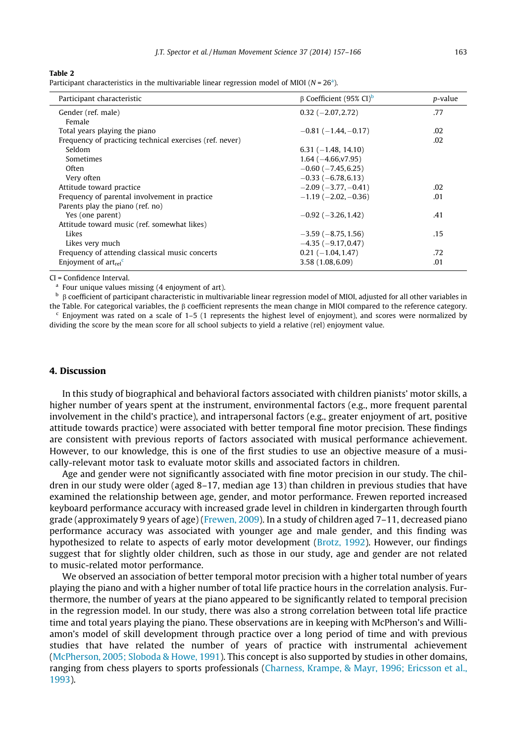**Table 2**
Participant characteristics in the multivariable linear regression model of MIOI ($N = 26$[a]).

| Participant characteristic | β Coefficient (95% CI)[b] | p-value |
|---|---|---|
| Gender (ref. male) | | |
| Female | 0.32 (−2.07, 2.72) | .77 |
| Total years playing the piano | −0.81 (−1.44, −0.17) | .02 |
| Frequency of practicing technical exercises (ref. never) | | .02 |
| Seldom | 6.31 (−1.48, 14.10) | |
| Sometimes | 1.64 (−4.66,v7.95) | |
| Often | −0.60 (−7.45, 6.25) | |
| Very often | −0.33 (−6.78, 6.13) | |
| Attitude toward practice | −2.09 (−3.77, −0.41) | .02 |
| Frequency of parental involvement in practice | −1.19 (−2.02, −0.36) | .01 |
| Parents play the piano (ref. no) | | |
| Yes (one parent) | −0.92 (−3.26, 1.42) | .41 |
| Attitude toward music (ref. somewhat likes) | | |
| Likes | −3.59 (−8.75, 1.56) | .15 |
| Likes very much | −4.35 (−9.17, 0.47) | |
| Frequency of attending classical music concerts | 0.21 (−1.04, 1.47) | .72 |
| Enjoyment of $art_{rel}$[c] | 3.58 (1.08, 6.09) | .01 |

CI = Confidence Interval.

[a] Four unique values missing (4 enjoyment of art).

[b] β coefficient of participant characteristic in multivariable linear regression model of MIOI, adjusted for all other variables in the Table. For categorical variables, the β coefficient represents the mean change in MIOI compared to the reference category.

[c] Enjoyment was rated on a scale of 1–5 (1 represents the highest level of enjoyment), and scores were normalized by dividing the score by the mean score for all school subjects to yield a relative (rel) enjoyment value.

## 4. Discussion

In this study of biographical and behavioral factors associated with children pianists' motor skills, a higher number of years spent at the instrument, environmental factors (e.g., more frequent parental involvement in the child's practice), and intrapersonal factors (e.g., greater enjoyment of art, positive attitude towards practice) were associated with better temporal fine motor precision. These findings are consistent with previous reports of factors associated with musical performance achievement. However, to our knowledge, this is one of the first studies to use an objective measure of a musically-relevant motor task to evaluate motor skills and associated factors in children.

Age and gender were not significantly associated with fine motor precision in our study. The children in our study were older (aged 8–17, median age 13) than children in previous studies that have examined the relationship between age, gender, and motor performance. Frewen reported increased keyboard performance accuracy with increased grade level in children in kindergarten through fourth grade (approximately 9 years of age) (Frewen, 2009). In a study of children aged 7–11, decreased piano performance accuracy was associated with younger age and male gender, and this finding was hypothesized to relate to aspects of early motor development (Brotz, 1992). However, our findings suggest that for slightly older children, such as those in our study, age and gender are not related to music-related motor performance.

We observed an association of better temporal motor precision with a higher total number of years playing the piano and with a higher number of total life practice hours in the correlation analysis. Furthermore, the number of years at the piano appeared to be significantly related to temporal precision in the regression model. In our study, there was also a strong correlation between total life practice time and total years playing the piano. These observations are in keeping with McPherson's and Williamon's model of skill development through practice over a long period of time and with previous studies that have related the number of years of practice with instrumental achievement (McPherson, 2005; Sloboda & Howe, 1991). This concept is also supported by studies in other domains, ranging from chess players to sports professionals (Charness, Krampe, & Mayr, 1996; Ericsson et al., 1993).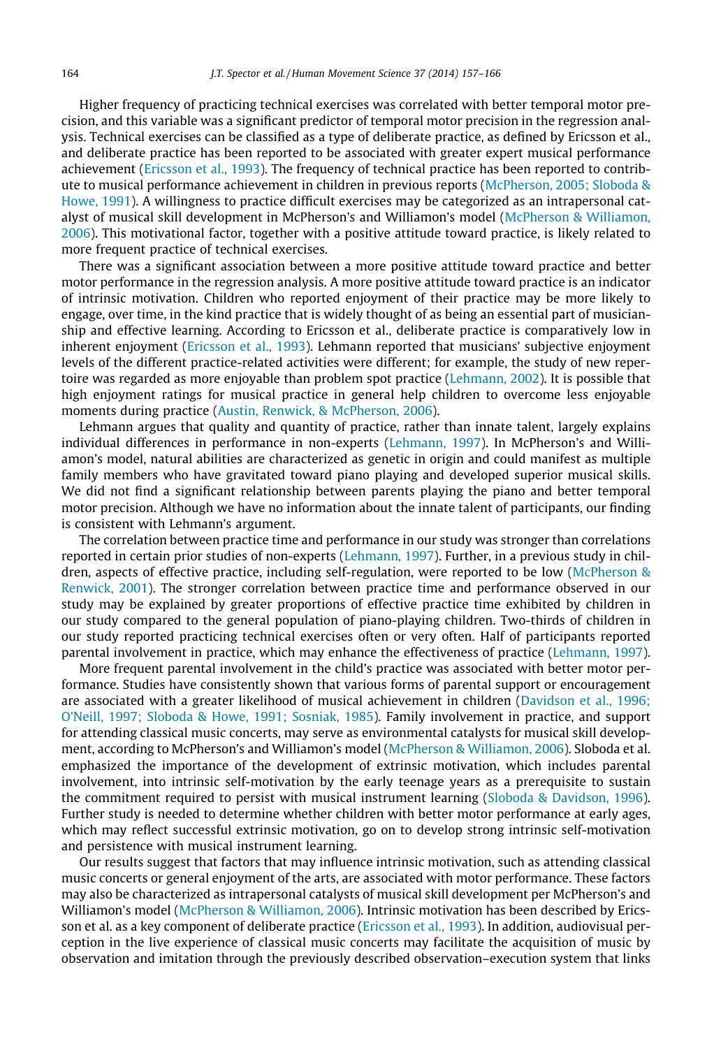Higher frequency of practicing technical exercises was correlated with better temporal motor precision, and this variable was a significant predictor of temporal motor precision in the regression analysis. Technical exercises can be classified as a type of deliberate practice, as defined by Ericsson et al., and deliberate practice has been reported to be associated with greater expert musical performance achievement (Ericsson et al., 1993). The frequency of technical practice has been reported to contribute to musical performance achievement in children in previous reports (McPherson, 2005; Sloboda & Howe, 1991). A willingness to practice difficult exercises may be categorized as an intrapersonal catalyst of musical skill development in McPherson's and Williamon's model (McPherson & Williamon, 2006). This motivational factor, together with a positive attitude toward practice, is likely related to more frequent practice of technical exercises.

There was a significant association between a more positive attitude toward practice and better motor performance in the regression analysis. A more positive attitude toward practice is an indicator of intrinsic motivation. Children who reported enjoyment of their practice may be more likely to engage, over time, in the kind practice that is widely thought of as being an essential part of musicianship and effective learning. According to Ericsson et al., deliberate practice is comparatively low in inherent enjoyment (Ericsson et al., 1993). Lehmann reported that musicians' subjective enjoyment levels of the different practice-related activities were different; for example, the study of new repertoire was regarded as more enjoyable than problem spot practice (Lehmann, 2002). It is possible that high enjoyment ratings for musical practice in general help children to overcome less enjoyable moments during practice (Austin, Renwick, & McPherson, 2006).

Lehmann argues that quality and quantity of practice, rather than innate talent, largely explains individual differences in performance in non-experts (Lehmann, 1997). In McPherson's and Williamon's model, natural abilities are characterized as genetic in origin and could manifest as multiple family members who have gravitated toward piano playing and developed superior musical skills. We did not find a significant relationship between parents playing the piano and better temporal motor precision. Although we have no information about the innate talent of participants, our finding is consistent with Lehmann's argument.

The correlation between practice time and performance in our study was stronger than correlations reported in certain prior studies of non-experts (Lehmann, 1997). Further, in a previous study in children, aspects of effective practice, including self-regulation, were reported to be low (McPherson & Renwick, 2001). The stronger correlation between practice time and performance observed in our study may be explained by greater proportions of effective practice time exhibited by children in our study compared to the general population of piano-playing children. Two-thirds of children in our study reported practicing technical exercises often or very often. Half of participants reported parental involvement in practice, which may enhance the effectiveness of practice (Lehmann, 1997).

More frequent parental involvement in the child's practice was associated with better motor performance. Studies have consistently shown that various forms of parental support or encouragement are associated with a greater likelihood of musical achievement in children (Davidson et al., 1996; O'Neill, 1997; Sloboda & Howe, 1991; Sosniak, 1985). Family involvement in practice, and support for attending classical music concerts, may serve as environmental catalysts for musical skill development, according to McPherson's and Williamon's model (McPherson & Williamon, 2006). Sloboda et al. emphasized the importance of the development of extrinsic motivation, which includes parental involvement, into intrinsic self-motivation by the early teenage years as a prerequisite to sustain the commitment required to persist with musical instrument learning (Sloboda & Davidson, 1996). Further study is needed to determine whether children with better motor performance at early ages, which may reflect successful extrinsic motivation, go on to develop strong intrinsic self-motivation and persistence with musical instrument learning.

Our results suggest that factors that may influence intrinsic motivation, such as attending classical music concerts or general enjoyment of the arts, are associated with motor performance. These factors may also be characterized as intrapersonal catalysts of musical skill development per McPherson's and Williamon's model (McPherson & Williamon, 2006). Intrinsic motivation has been described by Ericsson et al. as a key component of deliberate practice (Ericsson et al., 1993). In addition, audiovisual perception in the live experience of classical music concerts may facilitate the acquisition of music by observation and imitation through the previously described observation–execution system that links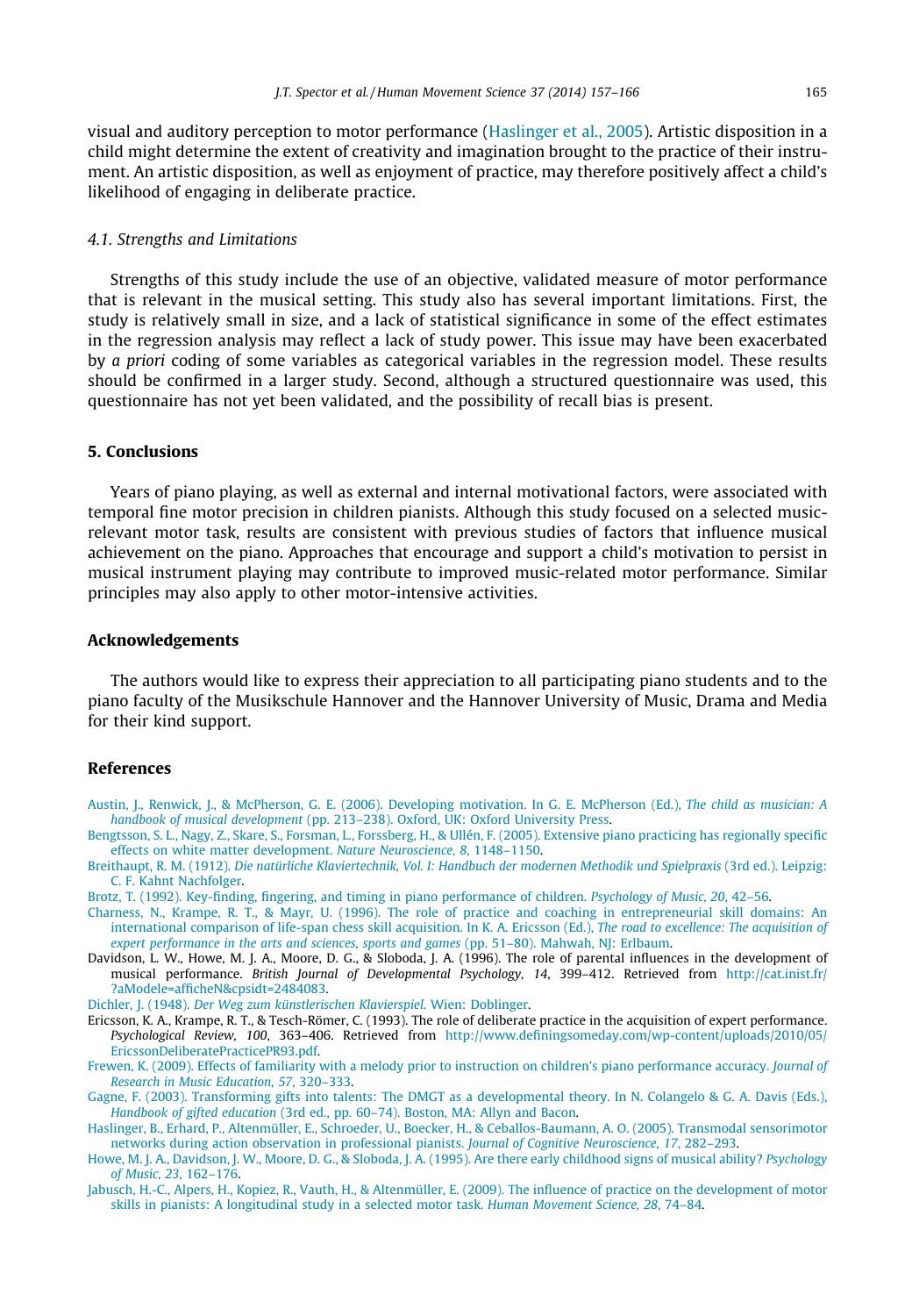visual and auditory perception to motor performance (Haslinger et al., 2005). Artistic disposition in a child might determine the extent of creativity and imagination brought to the practice of their instrument. An artistic disposition, as well as enjoyment of practice, may therefore positively affect a child's likelihood of engaging in deliberate practice.

### 4.1. Strengths and Limitations

Strengths of this study include the use of an objective, validated measure of motor performance that is relevant in the musical setting. This study also has several important limitations. First, the study is relatively small in size, and a lack of statistical significance in some of the effect estimates in the regression analysis may reflect a lack of study power. This issue may have been exacerbated by *a priori* coding of some variables as categorical variables in the regression model. These results should be confirmed in a larger study. Second, although a structured questionnaire was used, this questionnaire has not yet been validated, and the possibility of recall bias is present.

## 5. Conclusions

Years of piano playing, as well as external and internal motivational factors, were associated with temporal fine motor precision in children pianists. Although this study focused on a selected music-relevant motor task, results are consistent with previous studies of factors that influence musical achievement on the piano. Approaches that encourage and support a child's motivation to persist in musical instrument playing may contribute to improved music-related motor performance. Similar principles may also apply to other motor-intensive activities.

## Acknowledgements

The authors would like to express their appreciation to all participating piano students and to the piano faculty of the Musikschule Hannover and the Hannover University of Music, Drama and Media for their kind support.

## References

Austin, J., Renwick, J., & McPherson, G. E. (2006). Developing motivation. In G. E. McPherson (Ed.), *The child as musician: A handbook of musical development* (pp. 213–238). Oxford, UK: Oxford University Press.

Bengtsson, S. L., Nagy, Z., Skare, S., Forsman, L., Forssberg, H., & Ullén, F. (2005). Extensive piano practicing has regionally specific effects on white matter development. *Nature Neuroscience, 8*, 1148–1150.

Breithaupt, R. M. (1912). *Die natürliche Klaviertechnik, Vol. I: Handbuch der modernen Methodik und Spielpraxis* (3rd ed.). Leipzig: C. F. Kahnt Nachfolger.

Brotz, T. (1992). Key-finding, fingering, and timing in piano performance of children. *Psychology of Music, 20*, 42–56.

Charness, N., Krampe, R. T., & Mayr, U. (1996). The role of practice and coaching in entrepreneurial skill domains: An international comparison of life-span chess skill acquisition. In K. A. Ericsson (Ed.), *The road to excellence: The acquisition of expert performance in the arts and sciences, sports and games* (pp. 51–80). Mahwah, NJ: Erlbaum.

Davidson, L. W., Howe, M. J. A., Moore, D. G., & Sloboda, J. A. (1996). The role of parental influences in the development of musical performance. *British Journal of Developmental Psychology, 14*, 399–412. Retrieved from http://cat.inist.fr/?aModele=afficheN&cpsidt=2484083.

Dichler, J. (1948). *Der Weg zum künstlerischen Klavierspiel*. Wien: Doblinger.

Ericsson, K. A., Krampe, R. T., & Tesch-Römer, C. (1993). The role of deliberate practice in the acquisition of expert performance. *Psychological Review, 100*, 363–406. Retrieved from http://www.definingsomeday.com/wp-content/uploads/2010/05/EricssonDeliberatePracticePR93.pdf.

Frewen, K. (2009). Effects of familiarity with a melody prior to instruction on children's piano performance accuracy. *Journal of Research in Music Education, 57*, 320–333.

Gagne, F. (2003). Transforming gifts into talents: The DMGT as a developmental theory. In N. Colangelo & G. A. Davis (Eds.), *Handbook of gifted education* (3rd ed., pp. 60–74). Boston, MA: Allyn and Bacon.

Haslinger, B., Erhard, P., Altenmüller, E., Schroeder, U., Boecker, H., & Ceballos-Baumann, A. O. (2005). Transmodal sensorimotor networks during action observation in professional pianists. *Journal of Cognitive Neuroscience, 17*, 282–293.

Howe, M. J. A., Davidson, J. W., Moore, D. G., & Sloboda, J. A. (1995). Are there early childhood signs of musical ability? *Psychology of Music, 23*, 162–176.

Jabusch, H.-C., Alpers, H., Kopiez, R., Vauth, H., & Altenmüller, E. (2009). The influence of practice on the development of motor skills in pianists: A longitudinal study in a selected motor task. *Human Movement Science, 28*, 74–84.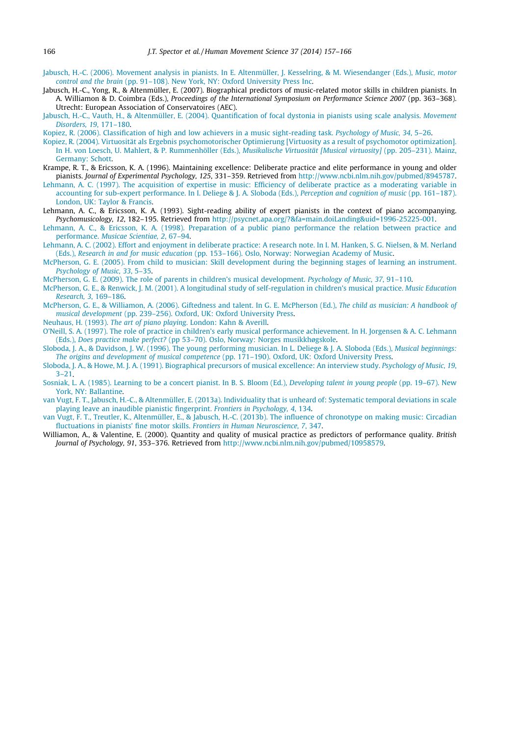Jabusch, H.-C. (2006). Movement analysis in pianists. In E. Altenmüller, J. Kesselring, & M. Wiesendanger (Eds.), *Music, motor control and the brain* (pp. 91–108). New York, NY: Oxford University Press Inc.

Jabusch, H.-C., Yong, R., & Altenmüller, E. (2007). Biographical predictors of music-related motor skills in children pianists. In A. Williamon & D. Coimbra (Eds.), *Proceedings of the International Symposium on Performance Science 2007* (pp. 363–368). Utrecht: European Association of Conservatoires (AEC).

Jabusch, H.-C., Vauth, H., & Altenmüller, E. (2004). Quantification of focal dystonia in pianists using scale analysis. *Movement Disorders, 19*, 171–180.

Kopiez, R. (2006). Classification of high and low achievers in a music sight-reading task. *Psychology of Music, 34*, 5–26.

Kopiez, R. (2004). Virtuosität als Ergebnis psychomotorischer Optimierung [Virtuosity as a result of psychomotor optimization]. In H. von Loesch, U. Mahlert, & P. Rummenhöller (Eds.), *Musikalische Virtuosität [Musical virtuosity]* (pp. 205–231). Mainz, Germany: Schott.

Krampe, R. T., & Ericsson, K. A. (1996). Maintaining excellence: Deliberate practice and elite performance in young and older pianists. *Journal of Experimental Psychology, 125*, 331–359. Retrieved from http://www.ncbi.nlm.nih.gov/pubmed/8945787.

Lehmann, A. C. (1997). The acquisition of expertise in music: Efficiency of deliberate practice as a moderating variable in accounting for sub-expert performance. In I. Deliege & J. A. Sloboda (Eds.), *Perception and cognition of music* (pp. 161–187). London, UK: Taylor & Francis.

Lehmann, A. C., & Ericsson, K. A. (1993). Sight-reading ability of expert pianists in the context of piano accompanying. *Psychomusicology, 12*, 182–195. Retrieved from http://psycnet.apa.org/?&fa=main.doiLanding&uid=1996-25225-001.

Lehmann, A. C., & Ericsson, K. A. (1998). Preparation of a public piano performance the relation between practice and performance. *Musicae Scientiae, 2*, 67–94.

Lehmann, A. C. (2002). Effort and enjoyment in deliberate practice: A research note. In I. M. Hanken, S. G. Nielsen, & M. Nerland (Eds.), *Research in and for music education* (pp. 153–166). Oslo, Norway: Norwegian Academy of Music.

McPherson, G. E. (2005). From child to musician: Skill development during the beginning stages of learning an instrument. *Psychology of Music, 33*, 5–35.

McPherson, G. E. (2009). The role of parents in children's musical development. *Psychology of Music, 37*, 91–110.

McPherson, G. E., & Renwick, J. M. (2001). A longitudinal study of self-regulation in children's musical practice. *Music Education Research, 3*, 169–186.

McPherson, G. E., & Williamon, A. (2006). Giftedness and talent. In G. E. McPherson (Ed.), *The child as musician: A handbook of musical development* (pp. 239–256). Oxford, UK: Oxford University Press.

Neuhaus, H. (1993). *The art of piano playing*. London: Kahn & Averill.

O'Neill, S. A. (1997). The role of practice in children's early musical performance achievement. In H. Jorgensen & A. C. Lehmann (Eds.), *Does practice make perfect?* (pp 53–70). Oslo, Norway: Norges musikkhøgskole.

Sloboda, J. A., & Davidson, J. W. (1996). The young performing musician. In L. Deliege & J. A. Sloboda (Eds.), *Musical beginnings: The origins and development of musical competence* (pp. 171–190). Oxford, UK: Oxford University Press.

Sloboda, J. A., & Howe, M. J. A. (1991). Biographical precursors of musical excellence: An interview study. *Psychology of Music, 19*, 3–21.

Sosniak, L. A. (1985). Learning to be a concert pianist. In B. S. Bloom (Ed.), *Developing talent in young people* (pp. 19–67). New York, NY: Ballantine.

van Vugt, F. T., Jabusch, H.-C., & Altenmüller, E. (2013a). Individuality that is unheard of: Systematic temporal deviations in scale playing leave an inaudible pianistic fingerprint. *Frontiers in Psychology, 4*, 134.

van Vugt, F. T., Treutler, K., Altenmüller, E., & Jabusch, H.-C. (2013b). The influence of chronotype on making music: Circadian fluctuations in pianists' fine motor skills. *Frontiers in Human Neuroscience, 7*, 347.

Williamon, A., & Valentine, E. (2000). Quantity and quality of musical practice as predictors of performance quality. *British Journal of Psychology, 91*, 353–376. Retrieved from http://www.ncbi.nlm.nih.gov/pubmed/10958579.